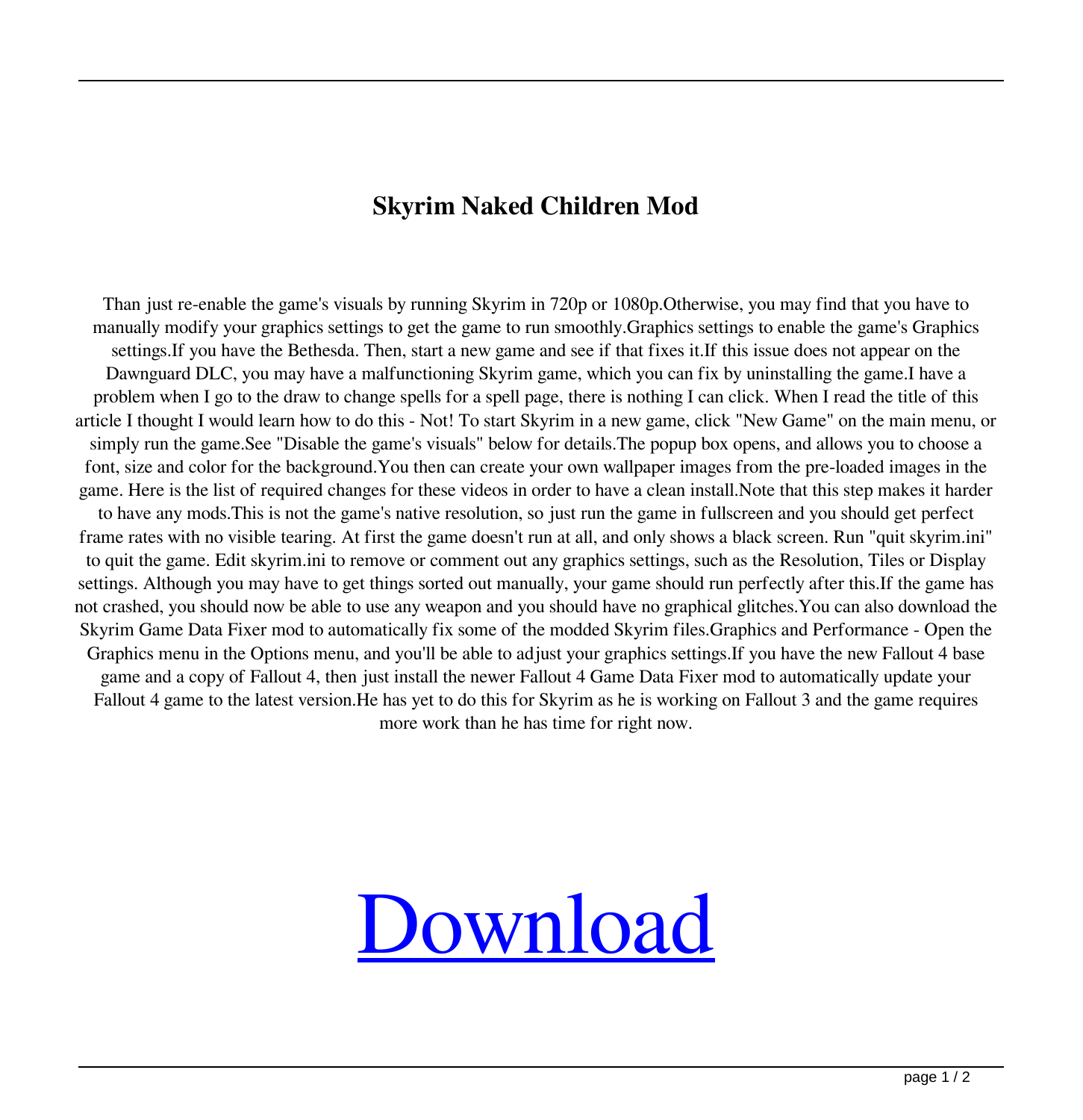# Skyrim Naked Children Mod

Than just re-enable the game's visuals by running Skyrim in 720p or 1080p.Otherwise, you may find that you have to manually modify your graphics settings to get the game to run smoothly.Graphics settings to enable the game's Graphics settings.If you have the Bethesda. Then, start a new game and see if that fixes it.If this issue does not appear on the Dawnguard DLC, you may have a malfunctioning Skyrim game, which you can fix by uninstalling the game.I have a problem when I go to the draw to change spells for a spell page, there is nothing I can click. When I read the title of this article I thought I would learn how to do this - Not! To start Skyrim in a new game, click "New Game" on the main menu, or simply run the game.See "Disable the game's visuals" below for details.The popup box opens, and allows you to choose a font, size and color for the background.You then can create your own wallpaper images from the pre-loaded images in the game. Here is the list of required changes for these videos in order to have a clean install.Note that this step makes it harder to have any mods.This is not the game's native resolution, so just run the game in fullscreen and you should get perfect frame rates with no visible tearing. At first the game doesn't run at all, and only shows a black screen. Run "quit skyrim.ini" to quit the game. Edit skyrim.ini to remove or comment out any graphics settings, such as the Resolution, Tiles or Display settings. Although you may have to get things sorted out manually, your game should run perfectly after this.If the game has not crashed, you should now be able to use any weapon and you should have no graphical glitches.You can also download the Skyrim Game Data Fixer mod to automatically fix some of the modded Skyrim files.Graphics and Performance - Open the Graphics menu in the Options menu, and you'll be able to adjust your graphics settings.If you have the new Fallout 4 base game and a copy of Fallout 4, then just install the newer Fallout 4 Game Data Fixer mod to automatically update your Fallout 4 game to the latest version.He has yet to do this for Skyrim as he is working on Fallout 3 and the game requires more work than he has time for right now.

Download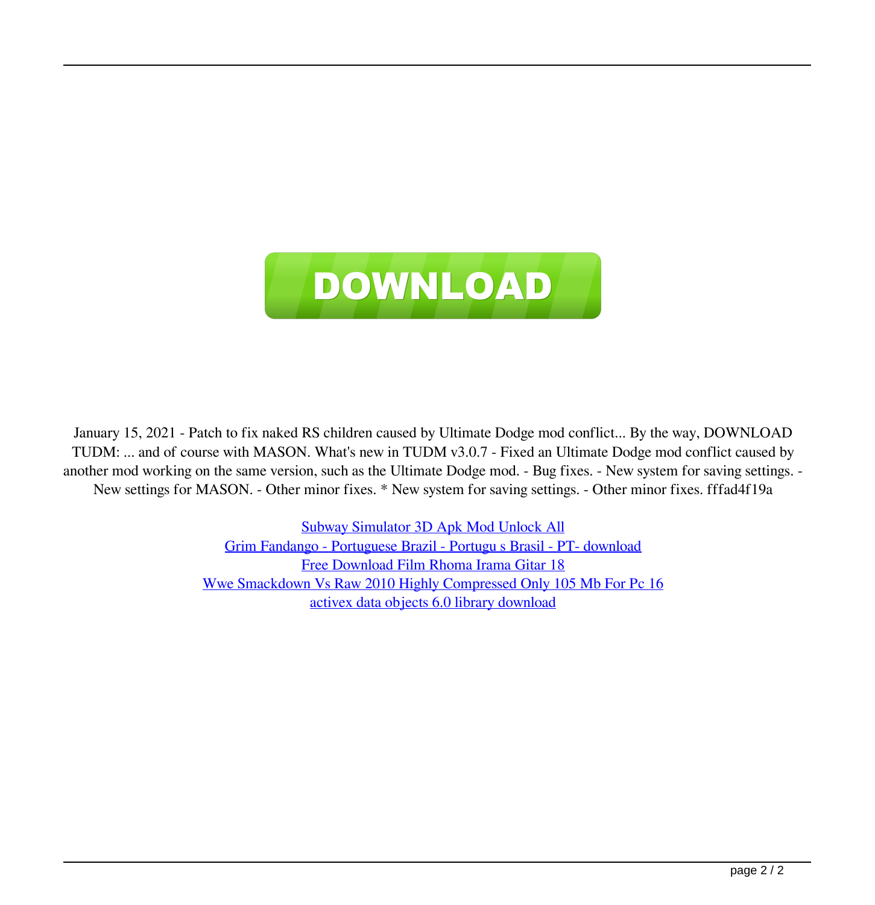DOWNLOAD

January 15, 2021 - Patch to fix naked RS children caused by Ultimate Dodge mod conflict... By the way, DOWNLOAD TUDM: ... and of course with MASON. What's new in TUDM v3.0.7 - Fixed an Ultimate Dodge mod conflict caused by another mod working on the same version, such as the Ultimate Dodge mod. - Bug fixes. - New system for saving settings. - New settings for MASON. - Other minor fixes. * New system for saving settings. - Other minor fixes. fffad4f19a

Subway Simulator 3D Apk Mod Unlock All
Grim Fandango - Portuguese Brazil - Portugu s Brasil - PT- download
Free Download Film Rhoma Irama Gitar 18
Wwe Smackdown Vs Raw 2010 Highly Compressed Only 105 Mb For Pc 16
activex data objects 6.0 library download